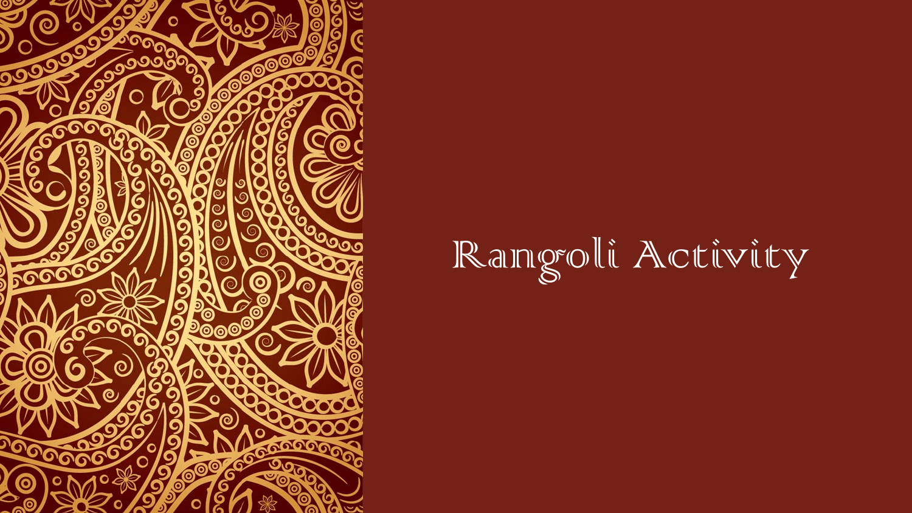# Rangoli Activity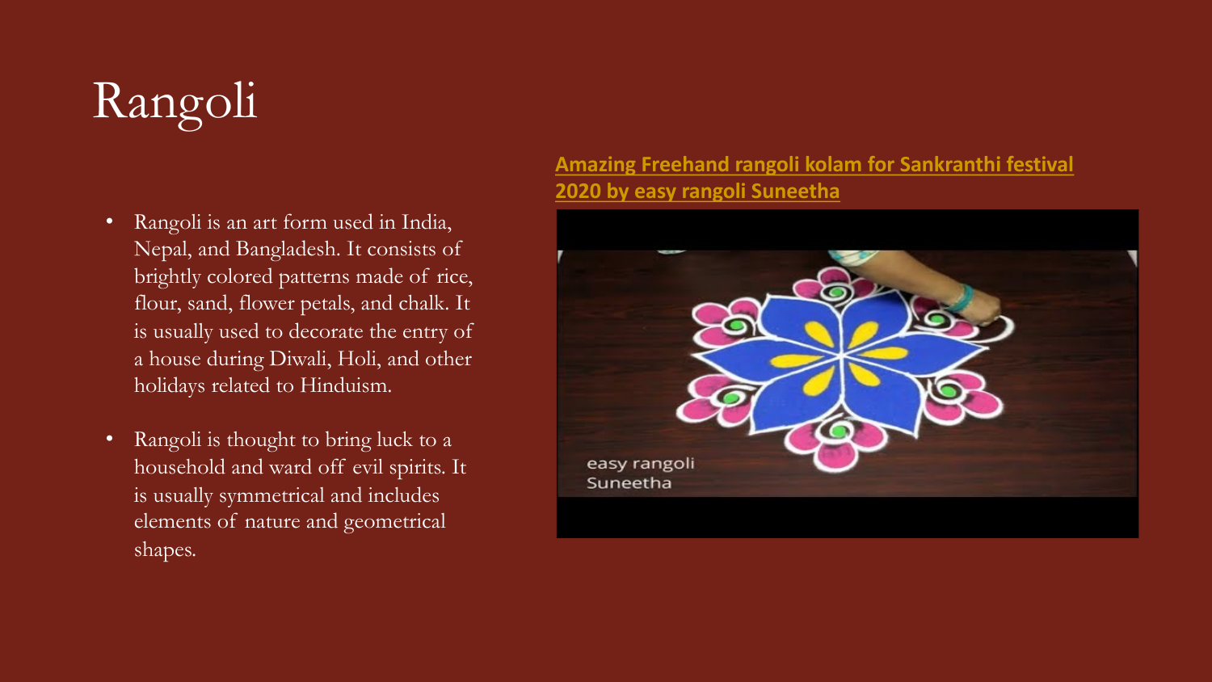# Rangoli

- Rangoli is an art form used in India, Nepal, and Bangladesh. It consists of brightly colored patterns made of rice, flour, sand, flower petals, and chalk. It is usually used to decorate the entry of a house during Diwali, Holi, and other holidays related to Hinduism.
- Rangoli is thought to bring luck to a household and ward off evil spirits. It is usually symmetrical and includes elements of nature and geometrical shapes.

**Amazing Freehand rangoli kolam for Sankranthi festival 2020 by easy rangoli Suneetha**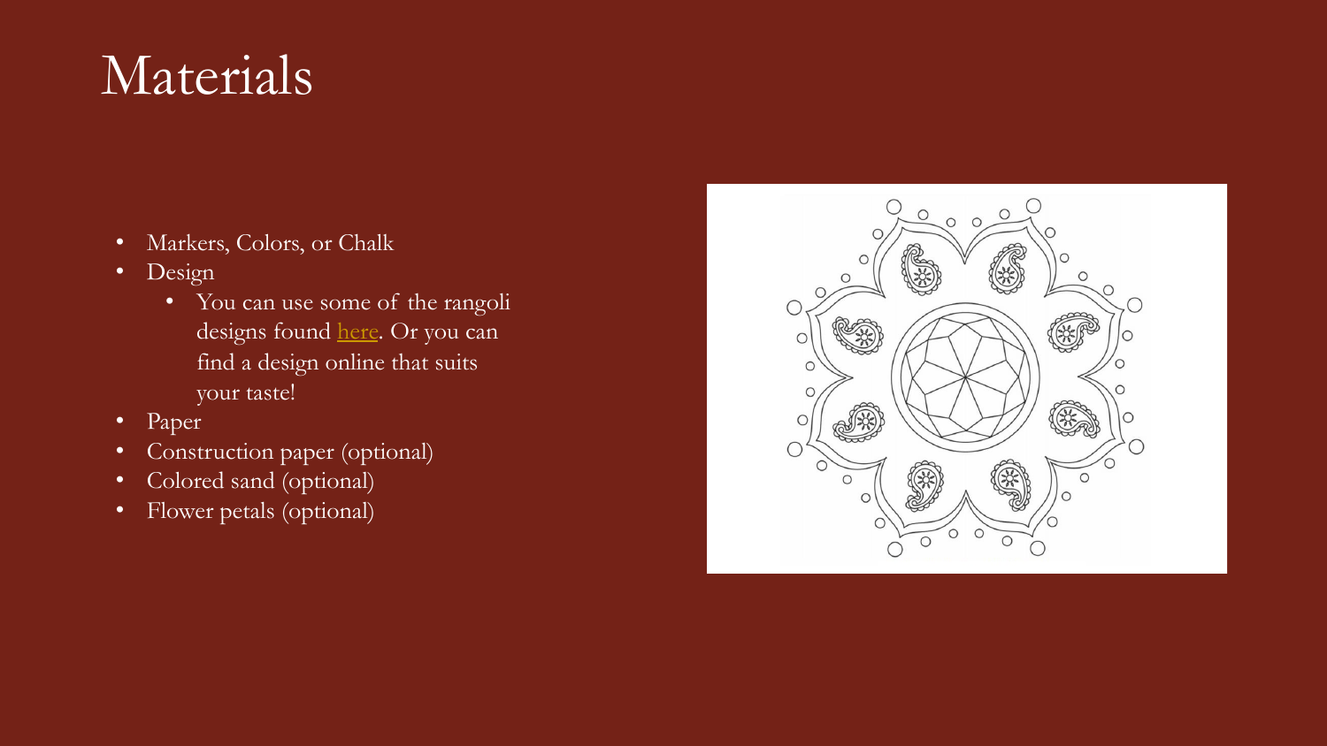# Materials

- Markers, Colors, or Chalk
- Design
  - You can use some of the rangoli designs found here. Or you can find a design online that suits your taste!
- Paper
- Construction paper (optional)
- Colored sand (optional)
- Flower petals (optional)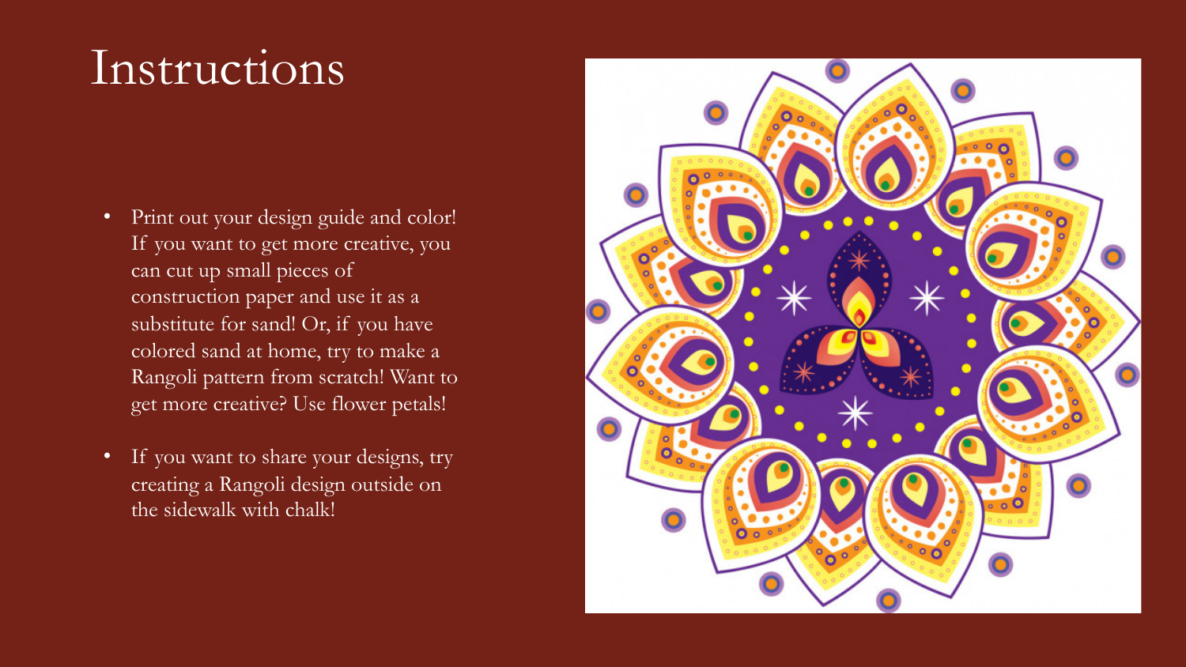# Instructions

- Print out your design guide and color! If you want to get more creative, you can cut up small pieces of construction paper and use it as a substitute for sand! Or, if you have colored sand at home, try to make a Rangoli pattern from scratch! Want to get more creative? Use flower petals!
- If you want to share your designs, try creating a Rangoli design outside on the sidewalk with chalk!